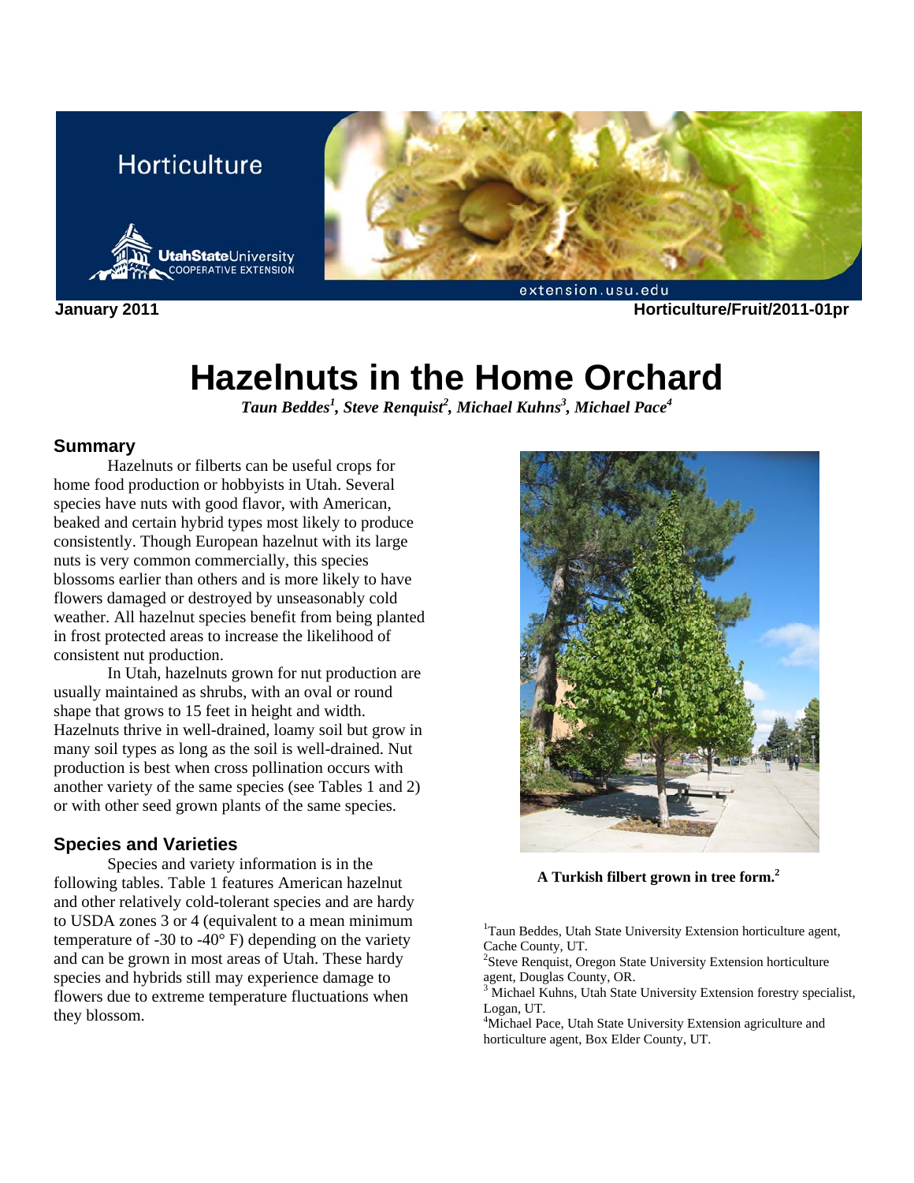Horticulture

Utah State University Cooperative Extension

extension.usu.edu

**January 2011** **Horticulture/Fruit/2011-01pr**

# Hazelnuts in the Home Orchard

***Taun Beddes[1], Steve Renquist[2], Michael Kuhns[3], Michael Pace[4]***

## Summary

Hazelnuts or filberts can be useful crops for home food production or hobbyists in Utah. Several species have nuts with good flavor, with American, beaked and certain hybrid types most likely to produce consistently. Though European hazelnut with its large nuts is very common commercially, this species blossoms earlier than others and is more likely to have flowers damaged or destroyed by unseasonably cold weather. All hazelnut species benefit from being planted in frost protected areas to increase the likelihood of consistent nut production.

In Utah, hazelnuts grown for nut production are usually maintained as shrubs, with an oval or round shape that grows to 15 feet in height and width. Hazelnuts thrive in well-drained, loamy soil but grow in many soil types as long as the soil is well-drained. Nut production is best when cross pollination occurs with another variety of the same species (see Tables 1 and 2) or with other seed grown plants of the same species.

## Species and Varieties

Species and variety information is in the following tables. Table 1 features American hazelnut and other relatively cold-tolerant species and are hardy to USDA zones 3 or 4 (equivalent to a mean minimum temperature of -30 to -40° F) depending on the variety and can be grown in most areas of Utah. These hardy species and hybrids still may experience damage to flowers due to extreme temperature fluctuations when they blossom.

**A Turkish filbert grown in tree form.[2]**

[1]Taun Beddes, Utah State University Extension horticulture agent, Cache County, UT.
[2]Steve Renquist, Oregon State University Extension horticulture agent, Douglas County, OR.
[3] Michael Kuhns, Utah State University Extension forestry specialist, Logan, UT.
[4]Michael Pace, Utah State University Extension agriculture and horticulture agent, Box Elder County, UT.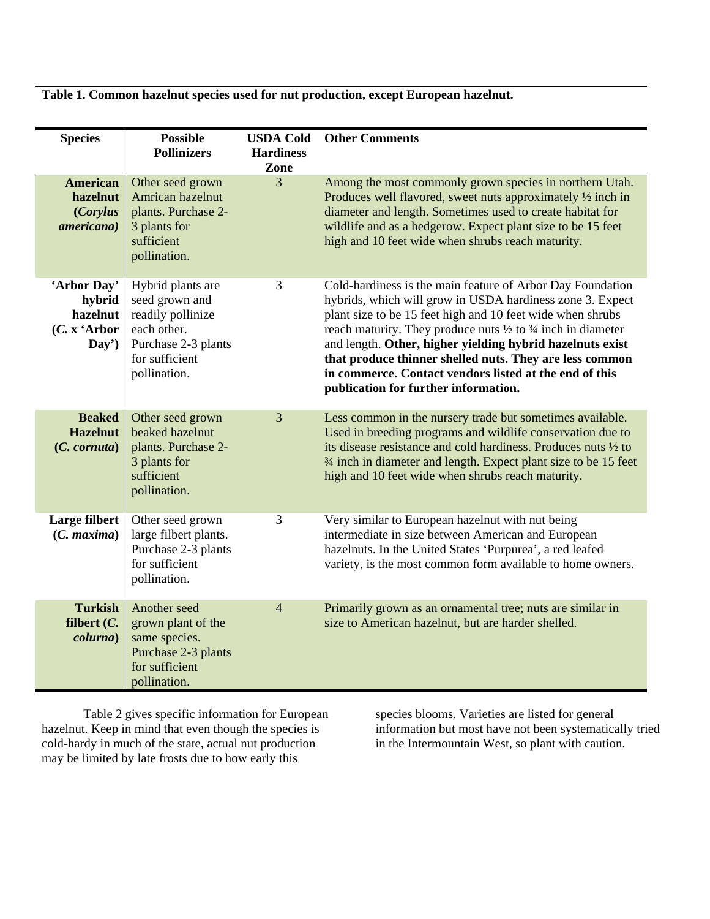**Table 1. Common hazelnut species used for nut production, except European hazelnut.**

| Species | Possible Pollinizers | USDA Cold Hardiness Zone | Other Comments |
|---|---|---|---|
| **American hazelnut (*Corylus americana*)** | Other seed grown Amrican hazelnut plants. Purchase 2-3 plants for sufficient pollination. | 3 | Among the most commonly grown species in northern Utah. Produces well flavored, sweet nuts approximately ½ inch in diameter and length. Sometimes used to create habitat for wildlife and as a hedgerow. Expect plant size to be 15 feet high and 10 feet wide when shrubs reach maturity. |
| **'Arbor Day' hybrid hazelnut (*C.* x 'Arbor Day')** | Hybrid plants are seed grown and readily pollinize each other. Purchase 2-3 plants for sufficient pollination. | 3 | Cold-hardiness is the main feature of Arbor Day Foundation hybrids, which will grow in USDA hardiness zone 3. Expect plant size to be 15 feet high and 10 feet wide when shrubs reach maturity. They produce nuts ½ to ¾ inch in diameter and length. **Other, higher yielding hybrid hazelnuts exist that produce thinner shelled nuts. They are less common in commerce. Contact vendors listed at the end of this publication for further information.** |
| **Beaked Hazelnut (*C. cornuta*)** | Other seed grown beaked hazelnut plants. Purchase 2-3 plants for sufficient pollination. | 3 | Less common in the nursery trade but sometimes available. Used in breeding programs and wildlife conservation due to its disease resistance and cold hardiness. Produces nuts ½ to ¾ inch in diameter and length. Expect plant size to be 15 feet high and 10 feet wide when shrubs reach maturity. |
| **Large filbert (*C. maxima*)** | Other seed grown large filbert plants. Purchase 2-3 plants for sufficient pollination. | 3 | Very similar to European hazelnut with nut being intermediate in size between American and European hazelnuts. In the United States 'Purpurea', a red leafed variety, is the most common form available to home owners. |
| **Turkish filbert (*C. colurna*)** | Another seed grown plant of the same species. Purchase 2-3 plants for sufficient pollination. | 4 | Primarily grown as an ornamental tree; nuts are similar in size to American hazelnut, but are harder shelled. |

Table 2 gives specific information for European hazelnut. Keep in mind that even though the species is cold-hardy in much of the state, actual nut production may be limited by late frosts due to how early this species blooms. Varieties are listed for general information but most have not been systematically tried in the Intermountain West, so plant with caution.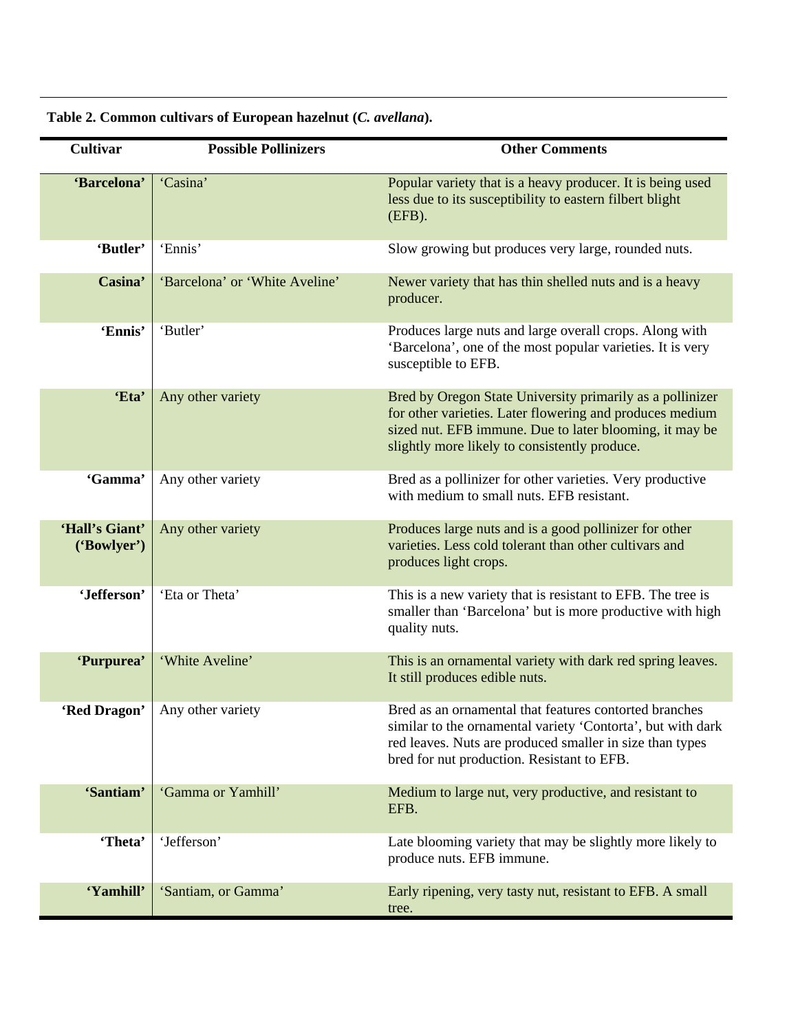**Table 2. Common cultivars of European hazelnut (*C. avellana*).**

| Cultivar | Possible Pollinizers | Other Comments |
|---|---|---|
| **'Barcelona'** | 'Casina' | Popular variety that is a heavy producer. It is being used less due to its susceptibility to eastern filbert blight (EFB). |
| **'Butler'** | 'Ennis' | Slow growing but produces very large, rounded nuts. |
| **Casina'** | 'Barcelona' or 'White Aveline' | Newer variety that has thin shelled nuts and is a heavy producer. |
| **'Ennis'** | 'Butler' | Produces large nuts and large overall crops. Along with 'Barcelona', one of the most popular varieties. It is very susceptible to EFB. |
| **'Eta'** | Any other variety | Bred by Oregon State University primarily as a pollinizer for other varieties. Later flowering and produces medium sized nut. EFB immune. Due to later blooming, it may be slightly more likely to consistently produce. |
| **'Gamma'** | Any other variety | Bred as a pollinizer for other varieties. Very productive with medium to small nuts. EFB resistant. |
| **'Hall's Giant' ('Bowlyer')** | Any other variety | Produces large nuts and is a good pollinizer for other varieties. Less cold tolerant than other cultivars and produces light crops. |
| **'Jefferson'** | 'Eta or Theta' | This is a new variety that is resistant to EFB. The tree is smaller than 'Barcelona' but is more productive with high quality nuts. |
| **'Purpurea'** | 'White Aveline' | This is an ornamental variety with dark red spring leaves. It still produces edible nuts. |
| **'Red Dragon'** | Any other variety | Bred as an ornamental that features contorted branches similar to the ornamental variety 'Contorta', but with dark red leaves. Nuts are produced smaller in size than types bred for nut production. Resistant to EFB. |
| **'Santiam'** | 'Gamma or Yamhill' | Medium to large nut, very productive, and resistant to EFB. |
| **'Theta'** | 'Jefferson' | Late blooming variety that may be slightly more likely to produce nuts. EFB immune. |
| **'Yamhill'** | 'Santiam, or Gamma' | Early ripening, very tasty nut, resistant to EFB. A small tree. |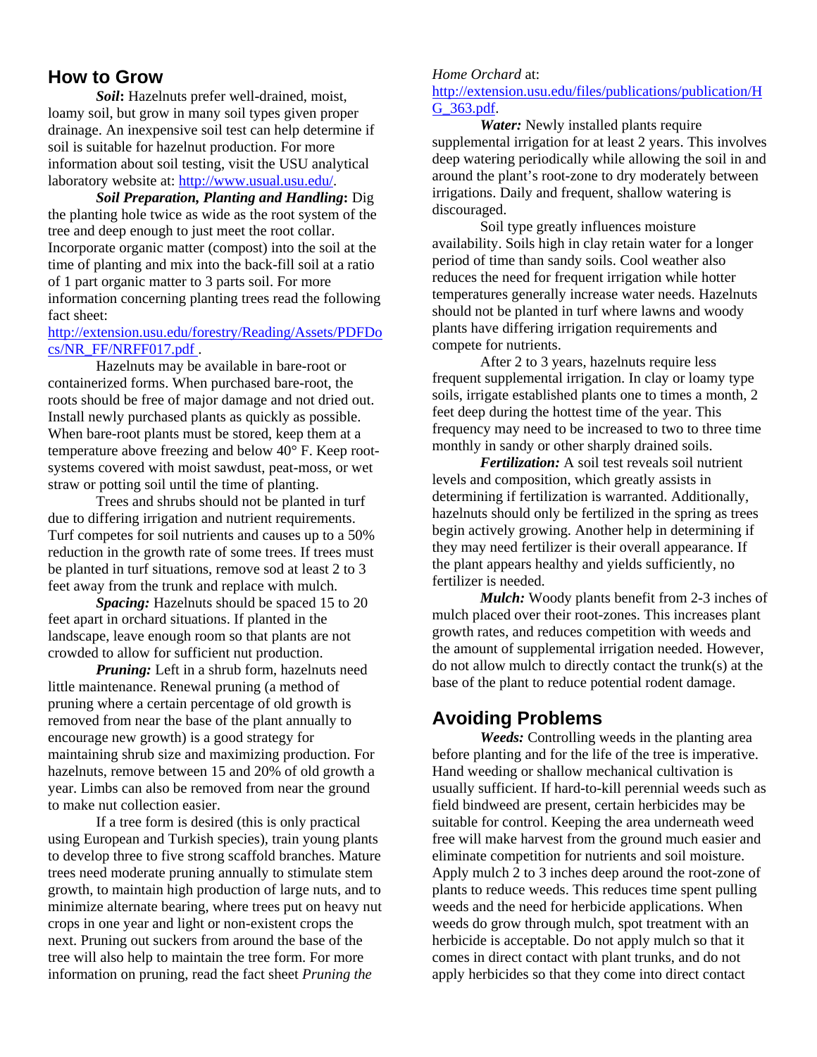## How to Grow

***Soil*****:** Hazelnuts prefer well-drained, moist, loamy soil, but grow in many soil types given proper drainage. An inexpensive soil test can help determine if soil is suitable for hazelnut production. For more information about soil testing, visit the USU analytical laboratory website at: http://www.usual.usu.edu/.

***Soil Preparation, Planting and Handling*****:** Dig the planting hole twice as wide as the root system of the tree and deep enough to just meet the root collar. Incorporate organic matter (compost) into the soil at the time of planting and mix into the back-fill soil at a ratio of 1 part organic matter to 3 parts soil. For more information concerning planting trees read the following fact sheet: http://extension.usu.edu/forestry/Reading/Assets/PDFDocs/NR_FF/NRFF017.pdf .

Hazelnuts may be available in bare-root or containerized forms. When purchased bare-root, the roots should be free of major damage and not dried out. Install newly purchased plants as quickly as possible. When bare-root plants must be stored, keep them at a temperature above freezing and below 40° F. Keep root-systems covered with moist sawdust, peat-moss, or wet straw or potting soil until the time of planting.

Trees and shrubs should not be planted in turf due to differing irrigation and nutrient requirements. Turf competes for soil nutrients and causes up to a 50% reduction in the growth rate of some trees. If trees must be planted in turf situations, remove sod at least 2 to 3 feet away from the trunk and replace with mulch.

***Spacing:*** Hazelnuts should be spaced 15 to 20 feet apart in orchard situations. If planted in the landscape, leave enough room so that plants are not crowded to allow for sufficient nut production.

***Pruning:*** Left in a shrub form, hazelnuts need little maintenance. Renewal pruning (a method of pruning where a certain percentage of old growth is removed from near the base of the plant annually to encourage new growth) is a good strategy for maintaining shrub size and maximizing production. For hazelnuts, remove between 15 and 20% of old growth a year. Limbs can also be removed from near the ground to make nut collection easier.

If a tree form is desired (this is only practical using European and Turkish species), train young plants to develop three to five strong scaffold branches. Mature trees need moderate pruning annually to stimulate stem growth, to maintain high production of large nuts, and to minimize alternate bearing, where trees put on heavy nut crops in one year and light or non-existent crops the next. Pruning out suckers from around the base of the tree will also help to maintain the tree form. For more information on pruning, read the fact sheet *Pruning the Home Orchard* at: http://extension.usu.edu/files/publications/publication/HG_363.pdf.

***Water:*** Newly installed plants require supplemental irrigation for at least 2 years. This involves deep watering periodically while allowing the soil in and around the plant's root-zone to dry moderately between irrigations. Daily and frequent, shallow watering is discouraged.

Soil type greatly influences moisture availability. Soils high in clay retain water for a longer period of time than sandy soils. Cool weather also reduces the need for frequent irrigation while hotter temperatures generally increase water needs. Hazelnuts should not be planted in turf where lawns and woody plants have differing irrigation requirements and compete for nutrients.

After 2 to 3 years, hazelnuts require less frequent supplemental irrigation. In clay or loamy type soils, irrigate established plants one to times a month, 2 feet deep during the hottest time of the year. This frequency may need to be increased to two to three time monthly in sandy or other sharply drained soils.

***Fertilization:*** A soil test reveals soil nutrient levels and composition, which greatly assists in determining if fertilization is warranted. Additionally, hazelnuts should only be fertilized in the spring as trees begin actively growing. Another help in determining if they may need fertilizer is their overall appearance. If the plant appears healthy and yields sufficiently, no fertilizer is needed.

***Mulch:*** Woody plants benefit from 2-3 inches of mulch placed over their root-zones. This increases plant growth rates, and reduces competition with weeds and the amount of supplemental irrigation needed. However, do not allow mulch to directly contact the trunk(s) at the base of the plant to reduce potential rodent damage.

## Avoiding Problems

***Weeds:*** Controlling weeds in the planting area before planting and for the life of the tree is imperative. Hand weeding or shallow mechanical cultivation is usually sufficient. If hard-to-kill perennial weeds such as field bindweed are present, certain herbicides may be suitable for control. Keeping the area underneath weed free will make harvest from the ground much easier and eliminate competition for nutrients and soil moisture. Apply mulch 2 to 3 inches deep around the root-zone of plants to reduce weeds. This reduces time spent pulling weeds and the need for herbicide applications. When weeds do grow through mulch, spot treatment with an herbicide is acceptable. Do not apply mulch so that it comes in direct contact with plant trunks, and do not apply herbicides so that they come into direct contact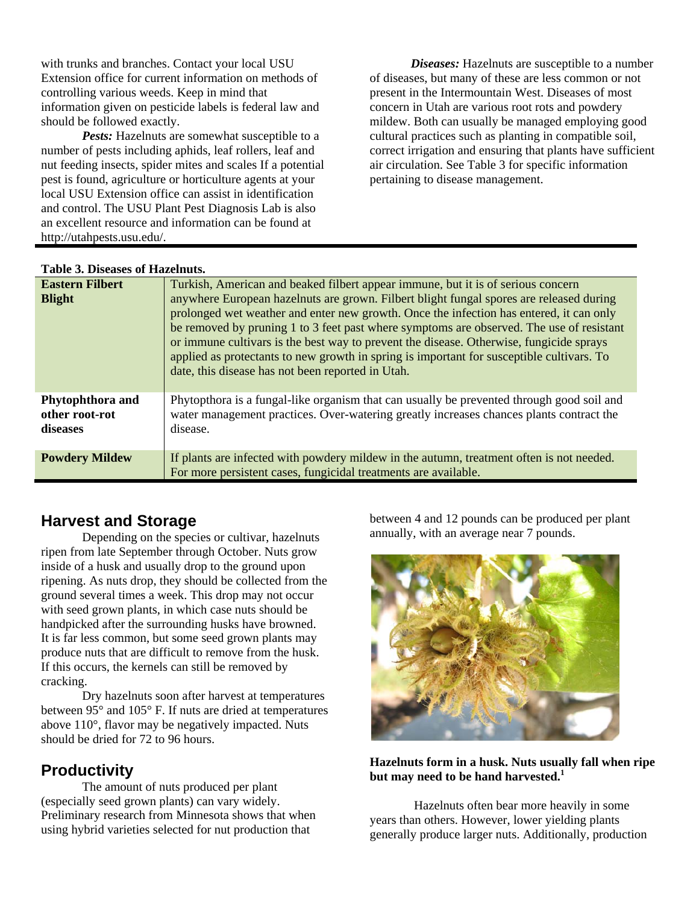with trunks and branches. Contact your local USU Extension office for current information on methods of controlling various weeds. Keep in mind that information given on pesticide labels is federal law and should be followed exactly.

***Pests:*** Hazelnuts are somewhat susceptible to a number of pests including aphids, leaf rollers, leaf and nut feeding insects, spider mites and scales If a potential pest is found, agriculture or horticulture agents at your local USU Extension office can assist in identification and control. The USU Plant Pest Diagnosis Lab is also an excellent resource and information can be found at http://utahpests.usu.edu/.

***Diseases:*** Hazelnuts are susceptible to a number of diseases, but many of these are less common or not present in the Intermountain West. Diseases of most concern in Utah are various root rots and powdery mildew. Both can usually be managed employing good cultural practices such as planting in compatible soil, correct irrigation and ensuring that plants have sufficient air circulation. See Table 3 for specific information pertaining to disease management.

**Table 3. Diseases of Hazelnuts.**

| Disease | Description |
|---|---|
| **Eastern Filbert Blight** | Turkish, American and beaked filbert appear immune, but it is of serious concern anywhere European hazelnuts are grown. Filbert blight fungal spores are released during prolonged wet weather and enter new growth. Once the infection has entered, it can only be removed by pruning 1 to 3 feet past where symptoms are observed. The use of resistant or immune cultivars is the best way to prevent the disease. Otherwise, fungicide sprays applied as protectants to new growth in spring is important for susceptible cultivars. To date, this disease has not been reported in Utah. |
| **Phytophthora and other root-rot diseases** | Phytopthora is a fungal-like organism that can usually be prevented through good soil and water management practices. Over-watering greatly increases chances plants contract the disease. |
| **Powdery Mildew** | If plants are infected with powdery mildew in the autumn, treatment often is not needed. For more persistent cases, fungicidal treatments are available. |

## Harvest and Storage

Depending on the species or cultivar, hazelnuts ripen from late September through October. Nuts grow inside of a husk and usually drop to the ground upon ripening. As nuts drop, they should be collected from the ground several times a week. This drop may not occur with seed grown plants, in which case nuts should be handpicked after the surrounding husks have browned. It is far less common, but some seed grown plants may produce nuts that are difficult to remove from the husk. If this occurs, the kernels can still be removed by cracking.

Dry hazelnuts soon after harvest at temperatures between 95° and 105° F. If nuts are dried at temperatures above 110°, flavor may be negatively impacted. Nuts should be dried for 72 to 96 hours.

## Productivity

The amount of nuts produced per plant (especially seed grown plants) can vary widely. Preliminary research from Minnesota shows that when using hybrid varieties selected for nut production that between 4 and 12 pounds can be produced per plant annually, with an average near 7 pounds.

**Hazelnuts form in a husk. Nuts usually fall when ripe but may need to be hand harvested.[1]**

Hazelnuts often bear more heavily in some years than others. However, lower yielding plants generally produce larger nuts. Additionally, production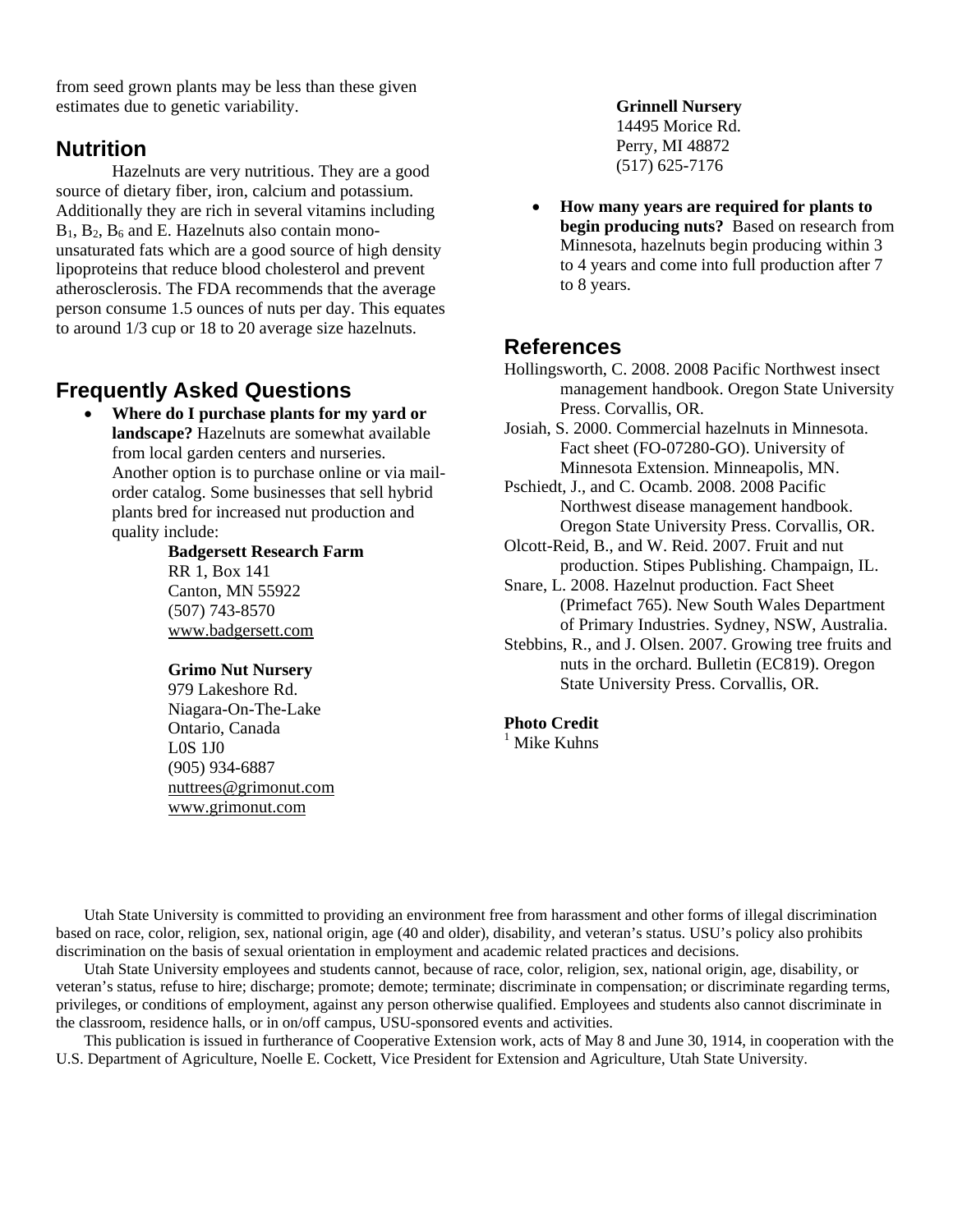from seed grown plants may be less than these given estimates due to genetic variability.

## Nutrition

Hazelnuts are very nutritious. They are a good source of dietary fiber, iron, calcium and potassium. Additionally they are rich in several vitamins including $B_1$, $B_2$, $B_6$ and E. Hazelnuts also contain mono-unsaturated fats which are a good source of high density lipoproteins that reduce blood cholesterol and prevent atherosclerosis. The FDA recommends that the average person consume 1.5 ounces of nuts per day. This equates to around 1/3 cup or 18 to 20 average size hazelnuts.

## Frequently Asked Questions

- **Where do I purchase plants for my yard or landscape?** Hazelnuts are somewhat available from local garden centers and nurseries. Another option is to purchase online or via mail-order catalog. Some businesses that sell hybrid plants bred for increased nut production and quality include:

  **Badgersett Research Farm**
  RR 1, Box 141
  Canton, MN 55922
  (507) 743-8570
  www.badgersett.com

  **Grimo Nut Nursery**
  979 Lakeshore Rd.
  Niagara-On-The-Lake
  Ontario, Canada
  L0S 1J0
  (905) 934-6887
  nuttrees@grimonut.com
  www.grimonut.com

  **Grinnell Nursery**
  14495 Morice Rd.
  Perry, MI 48872
  (517) 625-7176

- **How many years are required for plants to begin producing nuts?** Based on research from Minnesota, hazelnuts begin producing within 3 to 4 years and come into full production after 7 to 8 years.

## References

Hollingsworth, C. 2008. 2008 Pacific Northwest insect management handbook. Oregon State University Press. Corvallis, OR.

Josiah, S. 2000. Commercial hazelnuts in Minnesota. Fact sheet (FO-07280-GO). University of Minnesota Extension. Minneapolis, MN.

Pschiedt, J., and C. Ocamb. 2008. 2008 Pacific Northwest disease management handbook. Oregon State University Press. Corvallis, OR.

Olcott-Reid, B., and W. Reid. 2007. Fruit and nut production. Stipes Publishing. Champaign, IL.

Snare, L. 2008. Hazelnut production. Fact Sheet (Primefact 765). New South Wales Department of Primary Industries. Sydney, NSW, Australia.

Stebbins, R., and J. Olsen. 2007. Growing tree fruits and nuts in the orchard. Bulletin (EC819). Oregon State University Press. Corvallis, OR.

**Photo Credit**

[1] Mike Kuhns

Utah State University is committed to providing an environment free from harassment and other forms of illegal discrimination based on race, color, religion, sex, national origin, age (40 and older), disability, and veteran's status. USU's policy also prohibits discrimination on the basis of sexual orientation in employment and academic related practices and decisions.

Utah State University employees and students cannot, because of race, color, religion, sex, national origin, age, disability, or veteran's status, refuse to hire; discharge; promote; demote; terminate; discriminate in compensation; or discriminate regarding terms, privileges, or conditions of employment, against any person otherwise qualified. Employees and students also cannot discriminate in the classroom, residence halls, or in on/off campus, USU-sponsored events and activities.

This publication is issued in furtherance of Cooperative Extension work, acts of May 8 and June 30, 1914, in cooperation with the U.S. Department of Agriculture, Noelle E. Cockett, Vice President for Extension and Agriculture, Utah State University.